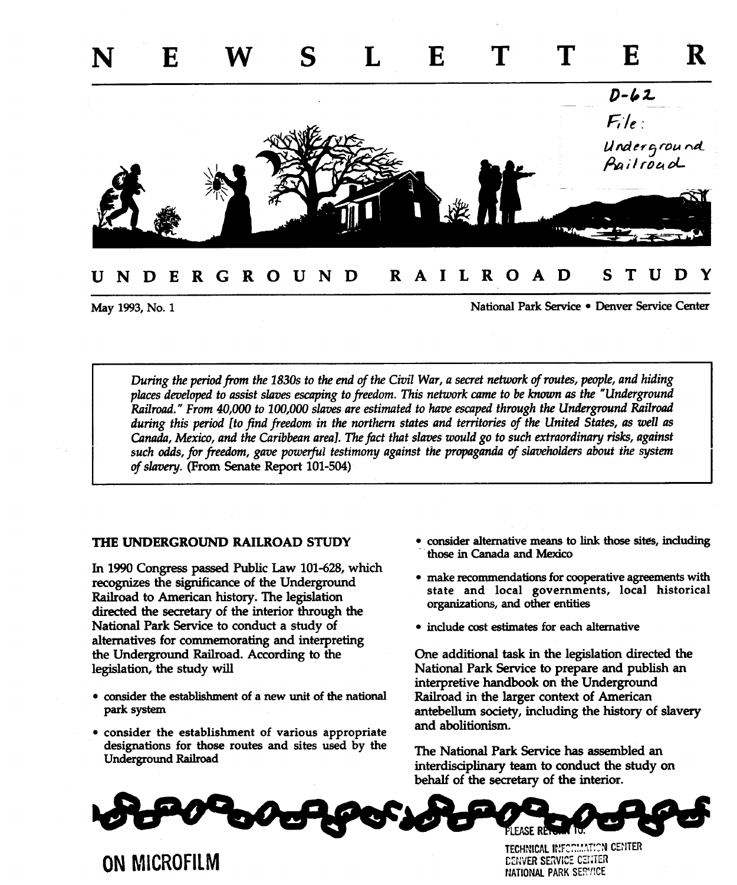# NEWSLETTER

D-62
File:
Underground
Railroad

# UNDERGROUND RAILROAD STUDY

May 1993, No. 1

National Park Service • Denver Service Center

> *During the period from the 1830s to the end of the Civil War, a secret network of routes, people, and hiding places developed to assist slaves escaping to freedom. This network came to be known as the "Underground Railroad." From 40,000 to 100,000 slaves are estimated to have escaped through the Underground Railroad during this period [to find freedom in the northern states and territories of the United States, as well as Canada, Mexico, and the Caribbean area]. The fact that slaves would go to such extraordinary risks, against such odds, for freedom, gave powerful testimony against the propaganda of slaveholders about the system of slavery.* (From Senate Report 101-504)

## THE UNDERGROUND RAILROAD STUDY

In 1990 Congress passed Public Law 101-628, which recognizes the significance of the Underground Railroad to American history. The legislation directed the secretary of the interior through the National Park Service to conduct a study of alternatives for commemorating and interpreting the Underground Railroad. According to the legislation, the study will

- consider the establishment of a new unit of the national park system
- consider the establishment of various appropriate designations for those routes and sites used by the Underground Railroad
- consider alternative means to link those sites, including those in Canada and Mexico
- make recommendations for cooperative agreements with state and local governments, local historical organizations, and other entities
- include cost estimates for each alternative

One additional task in the legislation directed the National Park Service to prepare and publish an interpretive handbook on the Underground Railroad in the larger context of American antebellum society, including the history of slavery and abolitionism.

The National Park Service has assembled an interdisciplinary team to conduct the study on behalf of the secretary of the interior.

ON MICROFILM

PLEASE RETURN TO:
TECHNICAL INFORMATION CENTER
DENVER SERVICE CENTER
NATIONAL PARK SERVICE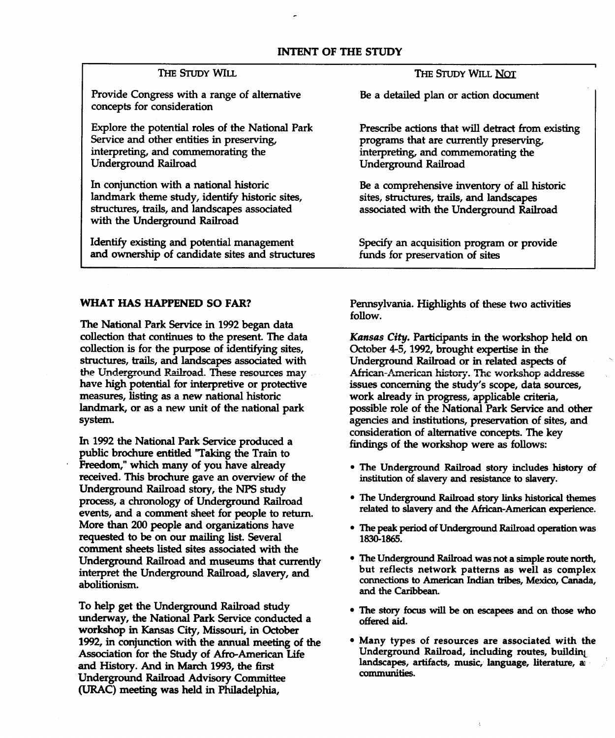## INTENT OF THE STUDY

| THE STUDY WILL | THE STUDY WILL NOT |
| --- | --- |
| Provide Congress with a range of alternative concepts for consideration | Be a detailed plan or action document |
| Explore the potential roles of the National Park Service and other entities in preserving, interpreting, and commemorating the Underground Railroad | Prescribe actions that will detract from existing programs that are currently preserving, interpreting, and commemorating the Underground Railroad |
| In conjunction with a national historic landmark theme study, identify historic sites, structures, trails, and landscapes associated with the Underground Railroad | Be a comprehensive inventory of all historic sites, structures, trails, and landscapes associated with the Underground Railroad |
| Identify existing and potential management and ownership of candidate sites and structures | Specify an acquisition program or provide funds for preservation of sites |

### WHAT HAS HAPPENED SO FAR?

The National Park Service in 1992 began data collection that continues to the present. The data collection is for the purpose of identifying sites, structures, trails, and landscapes associated with the Underground Railroad. These resources may have high potential for interpretive or protective measures, listing as a new national historic landmark, or as a new unit of the national park system.

In 1992 the National Park Service produced a public brochure entitled "Taking the Train to Freedom," which many of you have already received. This brochure gave an overview of the Underground Railroad story, the NPS study process, a chronology of Underground Railroad events, and a comment sheet for people to return. More than 200 people and organizations have requested to be on our mailing list. Several comment sheets listed sites associated with the Underground Railroad and museums that currently interpret the Underground Railroad, slavery, and abolitionism.

To help get the Underground Railroad study underway, the National Park Service conducted a workshop in Kansas City, Missouri, in October 1992, in conjunction with the annual meeting of the Association for the Study of Afro-American Life and History. And in March 1993, the first Underground Railroad Advisory Committee (URAC) meeting was held in Philadelphia, Pennsylvania. Highlights of these two activities follow.

***Kansas City.*** Participants in the workshop held on October 4-5, 1992, brought expertise in the Underground Railroad or in related aspects of African-American history. The workshop addresse issues concerning the study's scope, data sources, work already in progress, applicable criteria, possible role of the National Park Service and other agencies and institutions, preservation of sites, and consideration of alternative concepts. The key findings of the workshop were as follows:

- **The Underground Railroad story includes history of institution of slavery and resistance to slavery.**
- **The Underground Railroad story links historical themes related to slavery and the African-American experience.**
- **The peak period of Underground Railroad operation was 1830-1865.**
- **The Underground Railroad was not a simple route north, but reflects network patterns as well as complex connections to American Indian tribes, Mexico, Canada, and the Caribbean.**
- **The story focus will be on escapees and on those who offered aid.**
- **Many types of resources are associated with the Underground Railroad, including routes, buildin landscapes, artifacts, music, language, literature, a communities.**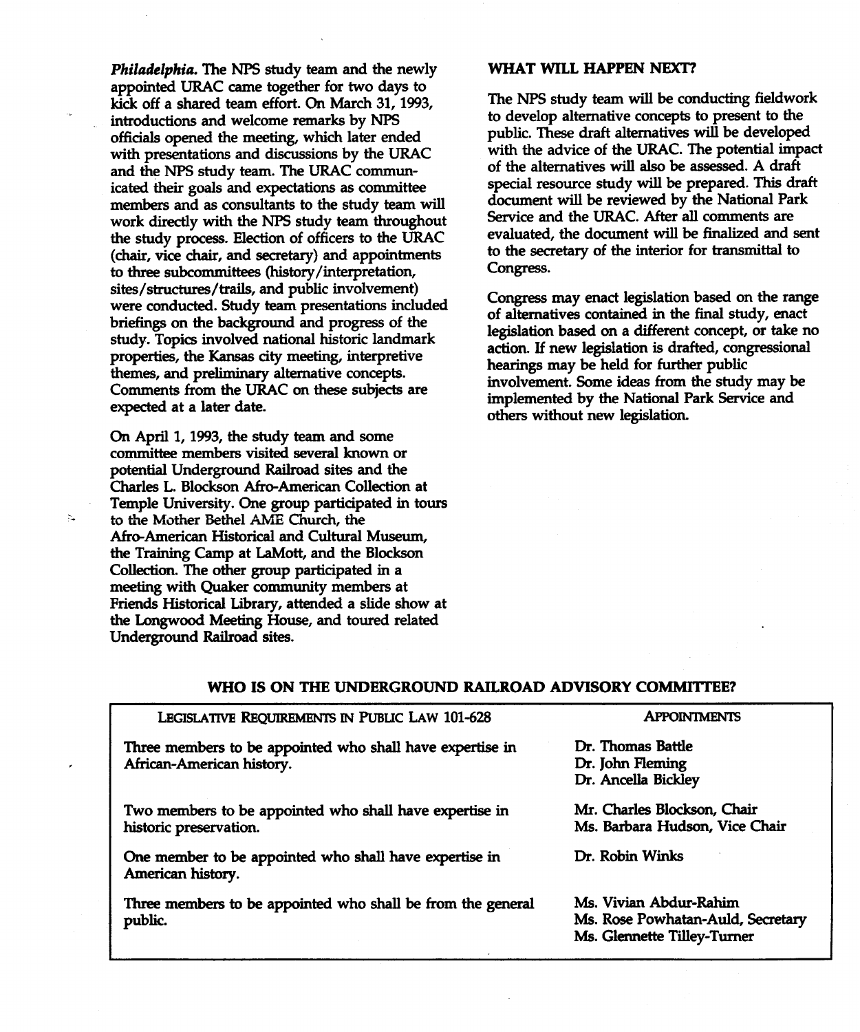*Philadelphia.* The NPS study team and the newly appointed URAC came together for two days to kick off a shared team effort. On March 31, 1993, introductions and welcome remarks by NPS officials opened the meeting, which later ended with presentations and discussions by the URAC and the NPS study team. The URAC communicated their goals and expectations as committee members and as consultants to the study team will work directly with the NPS study team throughout the study process. Election of officers to the URAC (chair, vice chair, and secretary) and appointments to three subcommittees (history/interpretation, sites/structures/trails, and public involvement) were conducted. Study team presentations included briefings on the background and progress of the study. Topics involved national historic landmark properties, the Kansas city meeting, interpretive themes, and preliminary alternative concepts. Comments from the URAC on these subjects are expected at a later date.

On April 1, 1993, the study team and some committee members visited several known or potential Underground Railroad sites and the Charles L. Blockson Afro-American Collection at Temple University. One group participated in tours to the Mother Bethel AME Church, the Afro-American Historical and Cultural Museum, the Training Camp at LaMott, and the Blockson Collection. The other group participated in a meeting with Quaker community members at Friends Historical Library, attended a slide show at the Longwood Meeting House, and toured related Underground Railroad sites.

## WHAT WILL HAPPEN NEXT?

The NPS study team will be conducting fieldwork to develop alternative concepts to present to the public. These draft alternatives will be developed with the advice of the URAC. The potential impact of the alternatives will also be assessed. A draft special resource study will be prepared. This draft document will be reviewed by the National Park Service and the URAC. After all comments are evaluated, the document will be finalized and sent to the secretary of the interior for transmittal to Congress.

Congress may enact legislation based on the range of alternatives contained in the final study, enact legislation based on a different concept, or take no action. If new legislation is drafted, congressional hearings may be held for further public involvement. Some ideas from the study may be implemented by the National Park Service and others without new legislation.

## WHO IS ON THE UNDERGROUND RAILROAD ADVISORY COMMITTEE?

| Legislative Requirements in Public Law 101-628 | Appointments |
|---|---|
| Three members to be appointed who shall have expertise in African-American history. | Dr. Thomas Battle<br>Dr. John Fleming<br>Dr. Ancella Bickley |
| Two members to be appointed who shall have expertise in historic preservation. | Mr. Charles Blockson, Chair<br>Ms. Barbara Hudson, Vice Chair |
| One member to be appointed who shall have expertise in American history. | Dr. Robin Winks |
| Three members to be appointed who shall be from the general public. | Ms. Vivian Abdur-Rahim<br>Ms. Rose Powhatan-Auld, Secretary<br>Ms. Glennette Tilley-Turner |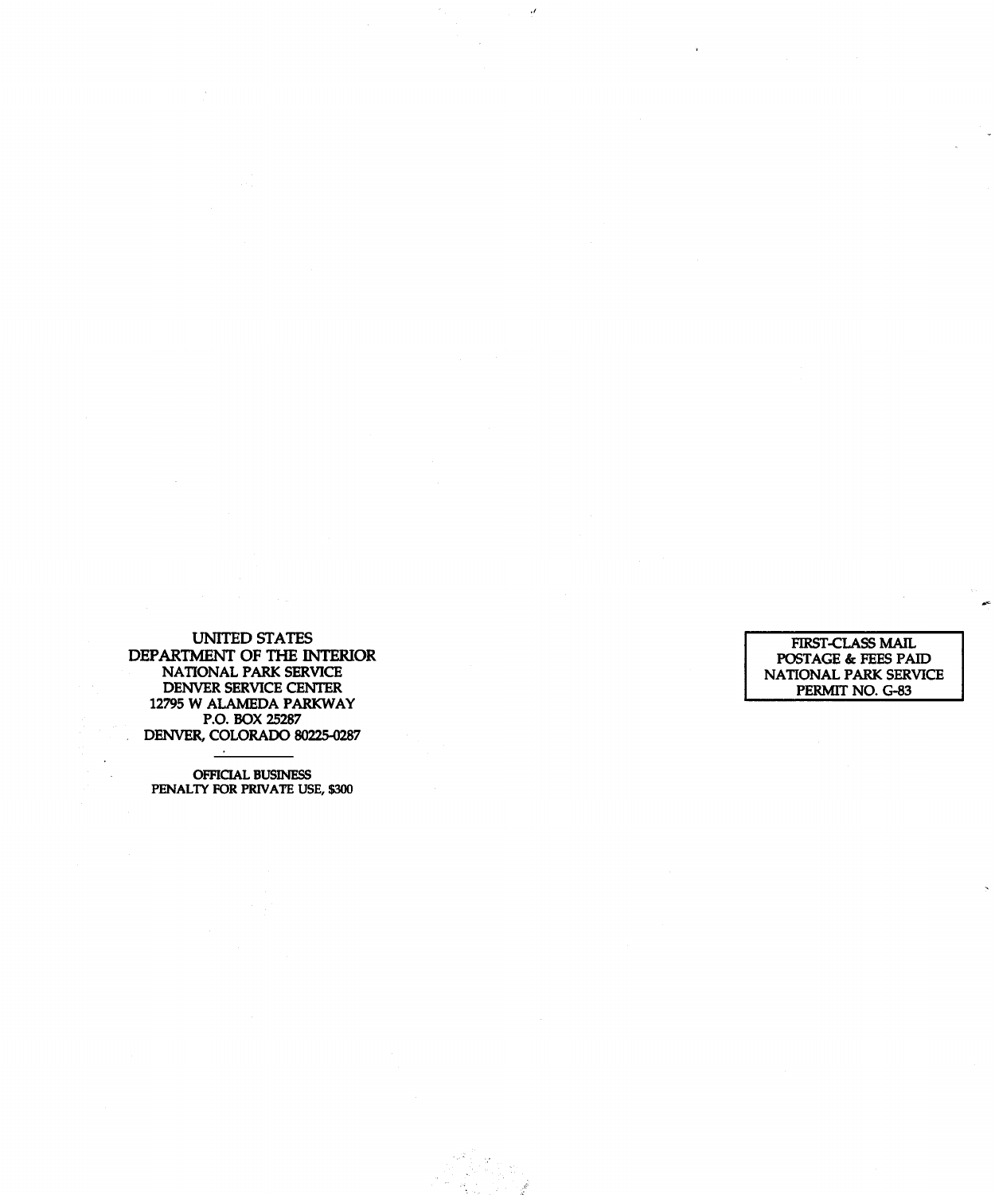UNITED STATES
DEPARTMENT OF THE INTERIOR
NATIONAL PARK SERVICE
DENVER SERVICE CENTER
12795 W ALAMEDA PARKWAY
P.O. BOX 25287
DENVER, COLORADO 80225-0287

OFFICIAL BUSINESS
PENALTY FOR PRIVATE USE, $300

FIRST-CLASS MAIL
POSTAGE & FEES PAID
NATIONAL PARK SERVICE
PERMIT NO. G-83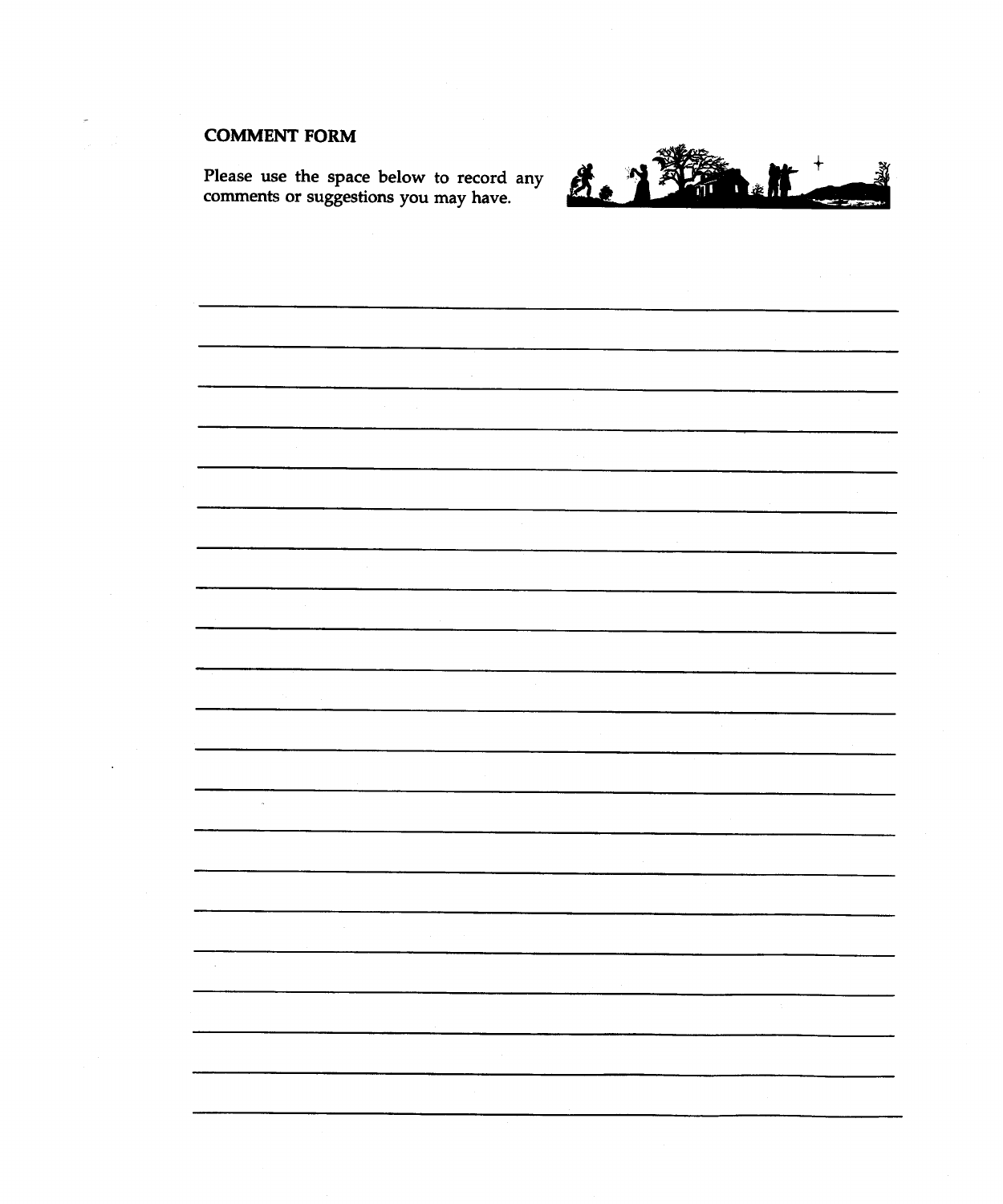## COMMENT FORM

Please use the space below to record any comments or suggestions you may have.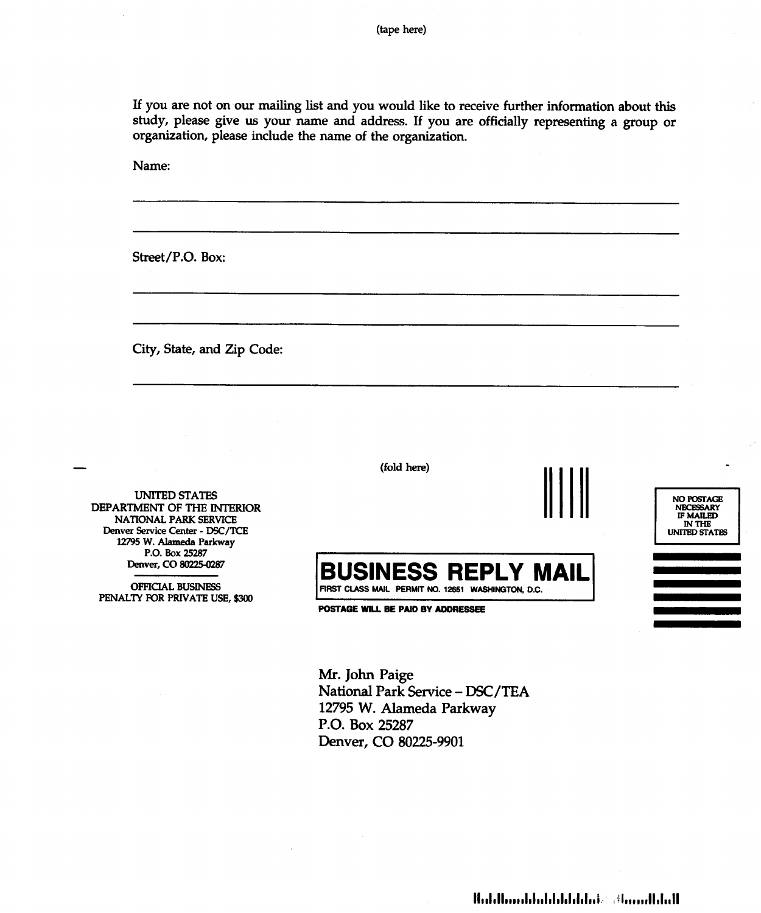(tape here)

If you are not on our mailing list and you would like to receive further information about this study, please give us your name and address. If you are officially representing a group or organization, please include the name of the organization.

Name:

______________________________________________________________

______________________________________________________________

Street/P.O. Box:

______________________________________________________________

______________________________________________________________

City, State, and Zip Code:

______________________________________________________________

(fold here)

UNITED STATES
DEPARTMENT OF THE INTERIOR
NATIONAL PARK SERVICE
Denver Service Center - DSC/TCE
12795 W. Alameda Parkway
P.O. Box 25287
Denver, CO 80225-0287

OFFICIAL BUSINESS
PENALTY FOR PRIVATE USE, $300

NO POSTAGE
NECESSARY
IF MAILED
IN THE
UNITED STATES

**BUSINESS REPLY MAIL**
FIRST CLASS MAIL PERMIT NO. 12651 WASHINGTON, D.C.

**POSTAGE WILL BE PAID BY ADDRESSEE**

Mr. John Paige
National Park Service – DSC/TEA
12795 W. Alameda Parkway
P.O. Box 25287
Denver, CO 80225-9901